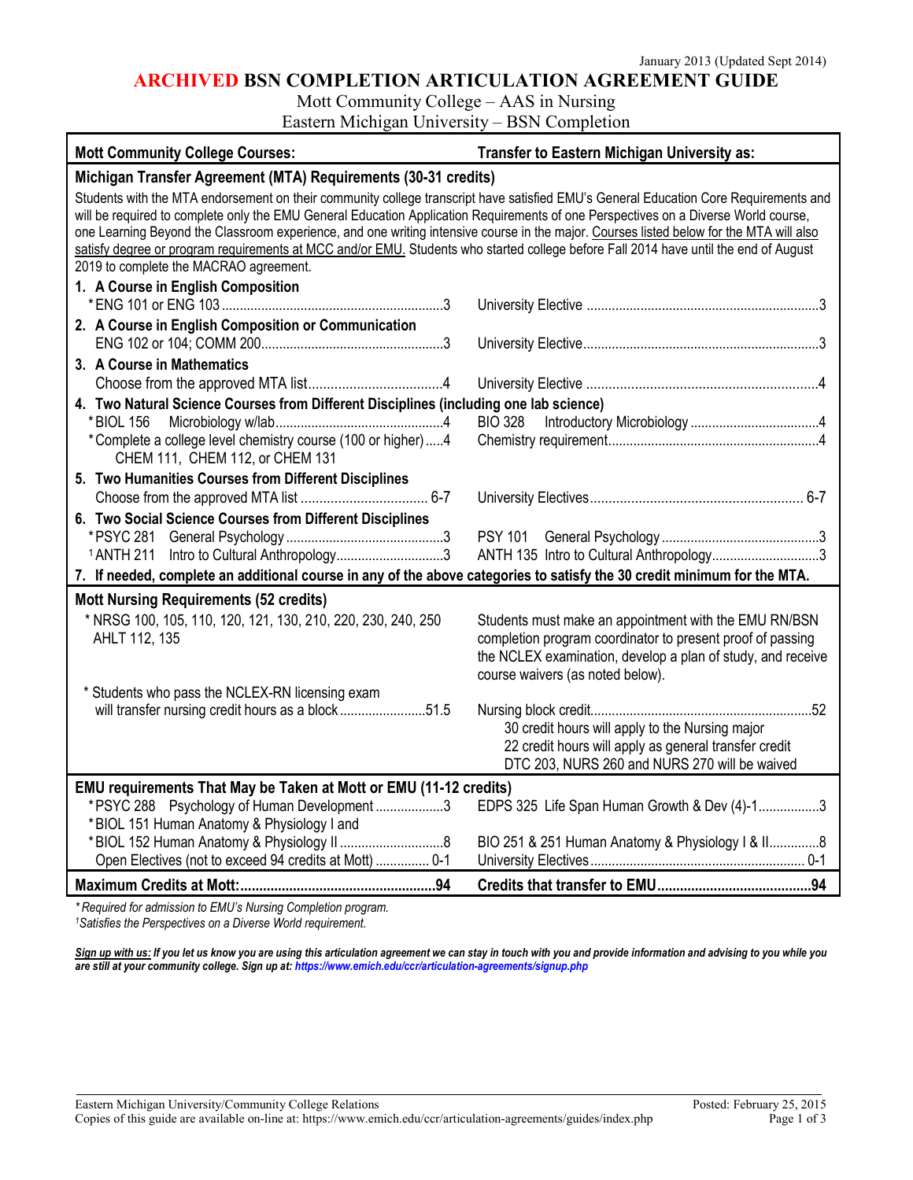January 2013 (Updated Sept 2014)

# ARCHIVED BSN COMPLETION ARTICULATION AGREEMENT GUIDE

Mott Community College – AAS in Nursing
Eastern Michigan University – BSN Completion

| Mott Community College Courses: | Transfer to Eastern Michigan University as: |
|---|---|
| **Michigan Transfer Agreement (MTA) Requirements (30-31 credits)** | |
| Students with the MTA endorsement on their community college transcript have satisfied EMU's General Education Core Requirements and will be required to complete only the EMU General Education Application Requirements of one Perspectives on a Diverse World course, one Learning Beyond the Classroom experience, and one writing intensive course in the major. Courses listed below for the MTA will also satisfy degree or program requirements at MCC and/or EMU. Students who started college before Fall 2014 have until the end of August 2019 to complete the MACRAO agreement. | |
| **1. A Course in English Composition** | |
| *ENG 101 or ENG 103 .....3 | University Elective .....3 |
| **2. A Course in English Composition or Communication** | |
| ENG 102 or 104; COMM 200.....3 | University Elective.....3 |
| **3. A Course in Mathematics** | |
| Choose from the approved MTA list.....4 | University Elective .....4 |
| **4. Two Natural Science Courses from Different Disciplines (including one lab science)** | |
| *BIOL 156 Microbiology w/lab.....4 | BIO 328 Introductory Microbiology .....4 |
| *Complete a college level chemistry course (100 or higher).....4 CHEM 111, CHEM 112, or CHEM 131 | Chemistry requirement.....4 |
| **5. Two Humanities Courses from Different Disciplines** | |
| Choose from the approved MTA list ..... 6-7 | University Electives..... 6-7 |
| **6. Two Social Science Courses from Different Disciplines** | |
| *PSYC 281 General Psychology .....3 | PSY 101 General Psychology .....3 |
| [1]ANTH 211 Intro to Cultural Anthropology.....3 | ANTH 135 Intro to Cultural Anthropology.....3 |
| **7. If needed, complete an additional course in any of the above categories to satisfy the 30 credit minimum for the MTA.** | |
| **Mott Nursing Requirements (52 credits)** | |
| *NRSG 100, 105, 110, 120, 121, 130, 210, 220, 230, 240, 250 AHLT 112, 135 | Students must make an appointment with the EMU RN/BSN completion program coordinator to present proof of passing the NCLEX examination, develop a plan of study, and receive course waivers (as noted below). |
| * Students who pass the NCLEX-RN licensing exam will transfer nursing credit hours as a block .....51.5 | Nursing block credit.....52<br>30 credit hours will apply to the Nursing major<br>22 credit hours will apply as general transfer credit<br>DTC 203, NURS 260 and NURS 270 will be waived |
| **EMU requirements That May be Taken at Mott or EMU (11-12 credits)** | |
| *PSYC 288 Psychology of Human Development .....3 | EDPS 325 Life Span Human Growth & Dev (4)-1.....3 |
| *BIOL 151 Human Anatomy & Physiology I and *BIOL 152 Human Anatomy & Physiology II .....8 | BIO 251 & 251 Human Anatomy & Physiology I & II.....8 |
| Open Electives (not to exceed 94 credits at Mott) ..... 0-1 | University Electives..... 0-1 |
| **Maximum Credits at Mott:.....94** | **Credits that transfer to EMU.....94** |

*\*Required for admission to EMU's Nursing Completion program.*
*[1]Satisfies the Perspectives on a Diverse World requirement.*

***Sign up with us:** If you let us know you are using this articulation agreement we can stay in touch with you and provide information and advising to you while you are still at your community college. Sign up at: https://www.emich.edu/ccr/articulation-agreements/signup.php*

Eastern Michigan University/Community College Relations
Copies of this guide are available on-line at: https://www.emich.edu/ccr/articulation-agreements/guides/index.php
Posted: February 25, 2015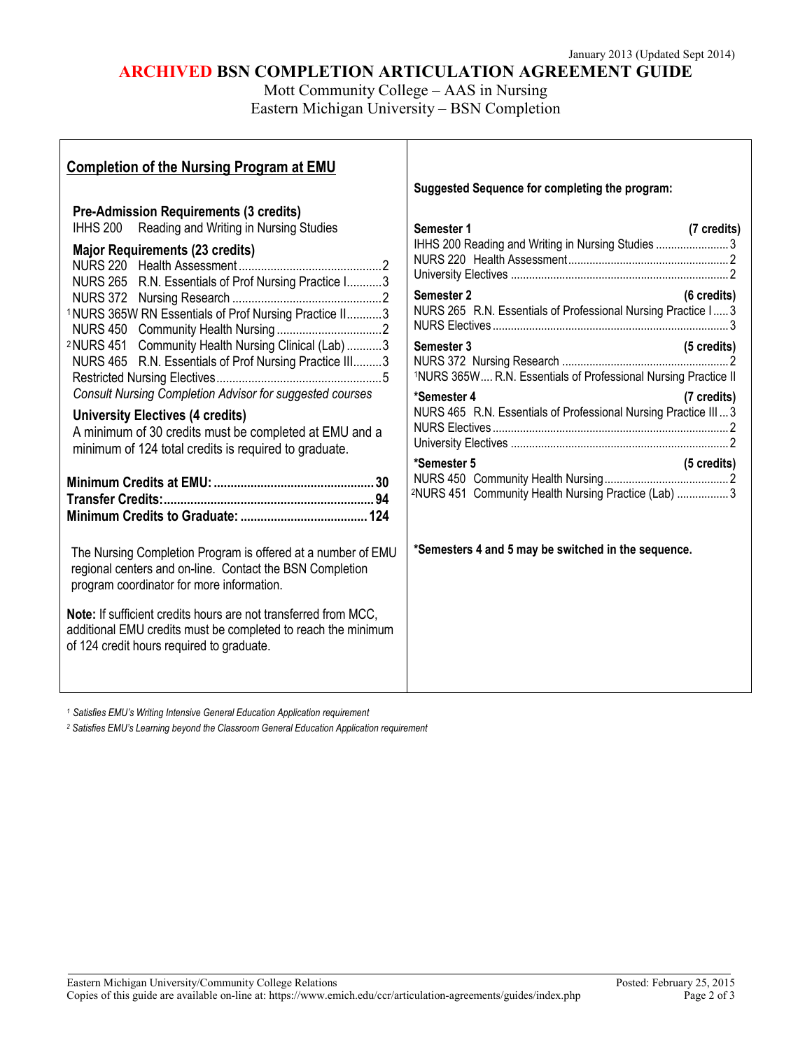January 2013 (Updated Sept 2014)

# ARCHIVED BSN COMPLETION ARTICULATION AGREEMENT GUIDE

Mott Community College – AAS in Nursing
Eastern Michigan University – BSN Completion

## Completion of the Nursing Program at EMU

### Pre-Admission Requirements (3 credits)

IHHS 200 Reading and Writing in Nursing Studies

### Major Requirements (23 credits)

| Course | Title | Credits |
|---|---|---|
| NURS 220 | Health Assessment | 2 |
| NURS 265 | R.N. Essentials of Prof Nursing Practice I | 3 |
| NURS 372 | Nursing Research | 2 |
| [1]NURS 365W | RN Essentials of Prof Nursing Practice II | 3 |
| NURS 450 | Community Health Nursing | 2 |
| [2]NURS 451 | Community Health Nursing Clinical (Lab) | 3 |
| NURS 465 | R.N. Essentials of Prof Nursing Practice III | 3 |
| Restricted Nursing Electives | | 5 |

*Consult Nursing Completion Advisor for suggested courses*

### University Electives (4 credits)

A minimum of 30 credits must be completed at EMU and a minimum of 124 total credits is required to graduate.

**Minimum Credits at EMU: 30**
**Transfer Credits: 94**
**Minimum Credits to Graduate: 124**

The Nursing Completion Program is offered at a number of EMU regional centers and on-line. Contact the BSN Completion program coordinator for more information.

**Note:** If sufficient credits hours are not transferred from MCC, additional EMU credits must be completed to reach the minimum of 124 credit hours required to graduate.

**Suggested Sequence for completing the program:**

**Semester 1 (7 credits)**

- IHHS 200 Reading and Writing in Nursing Studies ... 3
- NURS 220 Health Assessment ... 2
- University Electives ... 2

**Semester 2 (6 credits)**

- NURS 265 R.N. Essentials of Professional Nursing Practice I ... 3
- NURS Electives ... 3

**Semester 3 (5 credits)**

- NURS 372 Nursing Research ... 2
- [1]NURS 365W.... R.N. Essentials of Professional Nursing Practice II

***Semester 4 (7 credits)**

- NURS 465 R.N. Essentials of Professional Nursing Practice III ... 3
- NURS Electives ... 2
- University Electives ... 2

***Semester 5 (5 credits)**

- NURS 450 Community Health Nursing ... 2
- [2]NURS 451 Community Health Nursing Practice (Lab) ... 3

***Semesters 4 and 5 may be switched in the sequence.**

*[1] Satisfies EMU's Writing Intensive General Education Application requirement*

*[2] Satisfies EMU's Learning beyond the Classroom General Education Application requirement*

Eastern Michigan University/Community College Relations — Posted: February 25, 2015

Copies of this guide are available on-line at: https://www.emich.edu/ccr/articulation-agreements/guides/index.php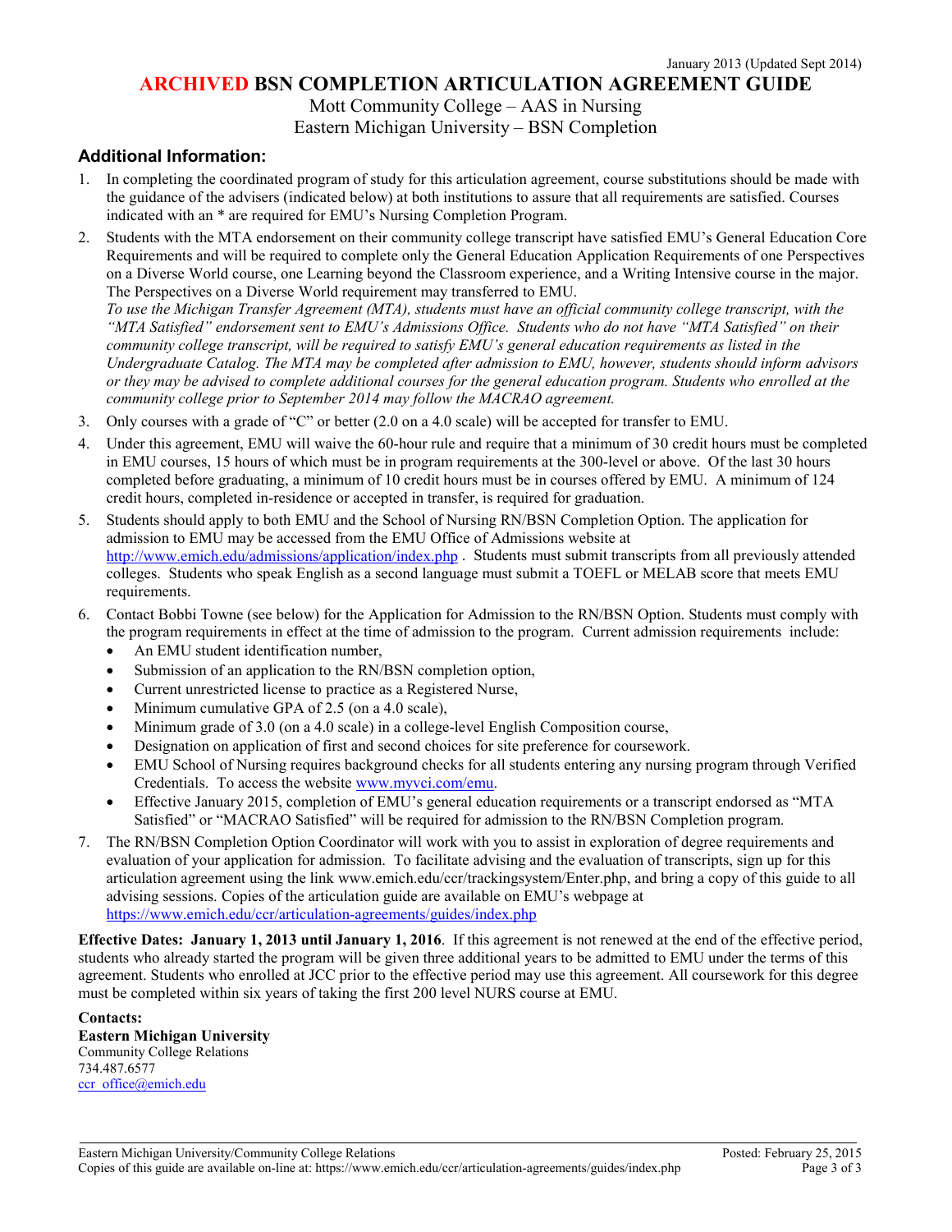January 2013 (Updated Sept 2014)

# ARCHIVED BSN COMPLETION ARTICULATION AGREEMENT GUIDE

Mott Community College – AAS in Nursing
Eastern Michigan University – BSN Completion

## Additional Information:

1. In completing the coordinated program of study for this articulation agreement, course substitutions should be made with the guidance of the advisers (indicated below) at both institutions to assure that all requirements are satisfied. Courses indicated with an * are required for EMU's Nursing Completion Program.
2. Students with the MTA endorsement on their community college transcript have satisfied EMU's General Education Core Requirements and will be required to complete only the General Education Application Requirements of one Perspectives on a Diverse World course, one Learning beyond the Classroom experience, and a Writing Intensive course in the major. The Perspectives on a Diverse World requirement may transferred to EMU.
   *To use the Michigan Transfer Agreement (MTA), students must have an official community college transcript, with the "MTA Satisfied" endorsement sent to EMU's Admissions Office. Students who do not have "MTA Satisfied" on their community college transcript, will be required to satisfy EMU's general education requirements as listed in the Undergraduate Catalog. The MTA may be completed after admission to EMU, however, students should inform advisors or they may be advised to complete additional courses for the general education program. Students who enrolled at the community college prior to September 2014 may follow the MACRAO agreement.*
3. Only courses with a grade of "C" or better (2.0 on a 4.0 scale) will be accepted for transfer to EMU.
4. Under this agreement, EMU will waive the 60-hour rule and require that a minimum of 30 credit hours must be completed in EMU courses, 15 hours of which must be in program requirements at the 300-level or above. Of the last 30 hours completed before graduating, a minimum of 10 credit hours must be in courses offered by EMU. A minimum of 124 credit hours, completed in-residence or accepted in transfer, is required for graduation.
5. Students should apply to both EMU and the School of Nursing RN/BSN Completion Option. The application for admission to EMU may be accessed from the EMU Office of Admissions website at http://www.emich.edu/admissions/application/index.php . Students must submit transcripts from all previously attended colleges. Students who speak English as a second language must submit a TOEFL or MELAB score that meets EMU requirements.
6. Contact Bobbi Towne (see below) for the Application for Admission to the RN/BSN Option. Students must comply with the program requirements in effect at the time of admission to the program. Current admission requirements include:
   - An EMU student identification number,
   - Submission of an application to the RN/BSN completion option,
   - Current unrestricted license to practice as a Registered Nurse,
   - Minimum cumulative GPA of 2.5 (on a 4.0 scale),
   - Minimum grade of 3.0 (on a 4.0 scale) in a college-level English Composition course,
   - Designation on application of first and second choices for site preference for coursework.
   - EMU School of Nursing requires background checks for all students entering any nursing program through Verified Credentials. To access the website www.myvci.com/emu.
   - Effective January 2015, completion of EMU's general education requirements or a transcript endorsed as "MTA Satisfied" or "MACRAO Satisfied" will be required for admission to the RN/BSN Completion program.
7. The RN/BSN Completion Option Coordinator will work with you to assist in exploration of degree requirements and evaluation of your application for admission. To facilitate advising and the evaluation of transcripts, sign up for this articulation agreement using the link www.emich.edu/ccr/trackingsystem/Enter.php, and bring a copy of this guide to all advising sessions. Copies of the articulation guide are available on EMU's webpage at https://www.emich.edu/ccr/articulation-agreements/guides/index.php

**Effective Dates: January 1, 2013 until January 1, 2016**. If this agreement is not renewed at the end of the effective period, students who already started the program will be given three additional years to be admitted to EMU under the terms of this agreement. Students who enrolled at JCC prior to the effective period may use this agreement. All coursework for this degree must be completed within six years of taking the first 200 level NURS course at EMU.

**Contacts:**

**Eastern Michigan University**
Community College Relations
734.487.6577
ccr_office@emich.edu